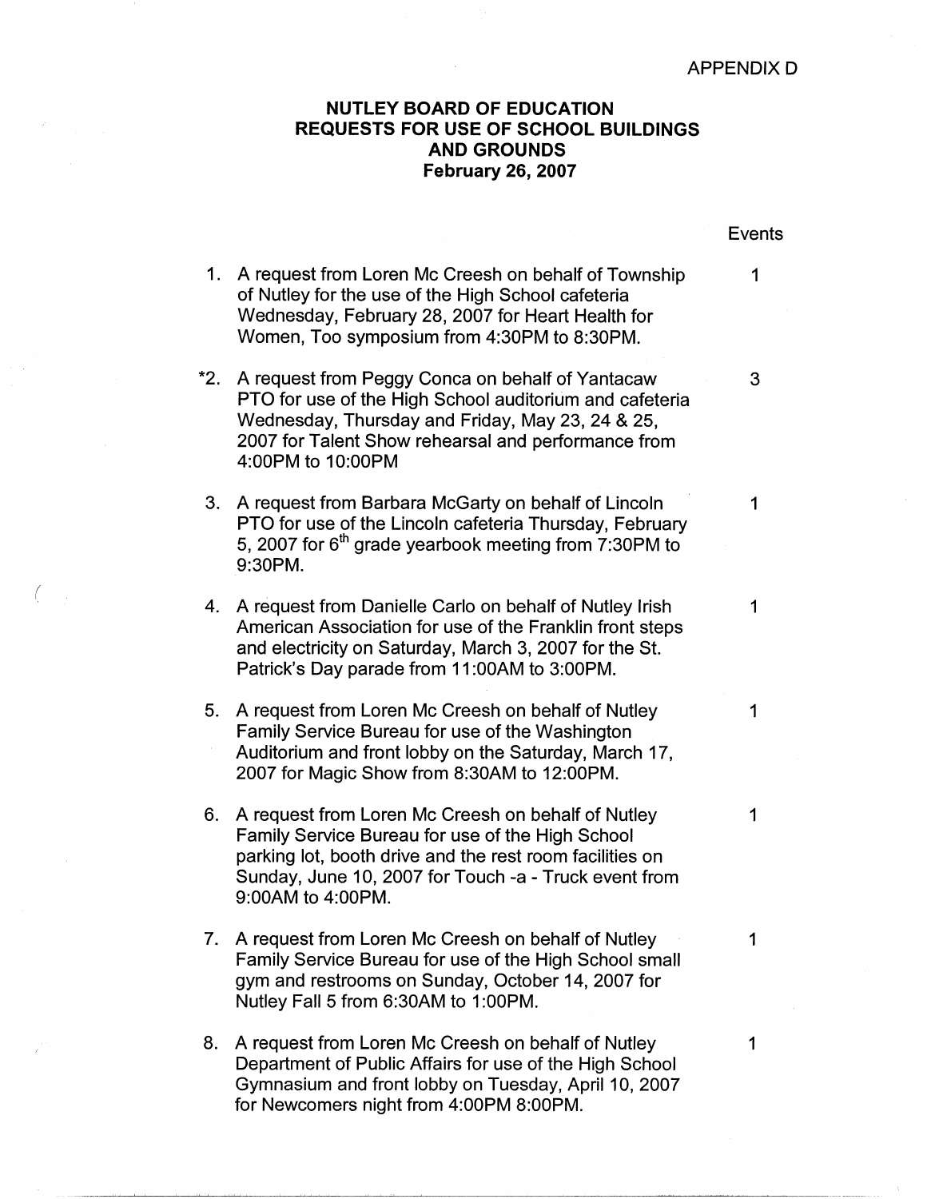APPENDIX D

# NUTLEY BOARD OF EDUCATION
# REQUESTS FOR USE OF SCHOOL BUILDINGS AND GROUNDS
## February 26, 2007

| | Request | Events |
|---|---|---|
| 1. | A request from Loren Mc Creesh on behalf of Township of Nutley for the use of the High School cafeteria Wednesday, February 28, 2007 for Heart Health for Women, Too symposium from 4:30PM to 8:30PM. | 1 |
| *2. | A request from Peggy Conca on behalf of Yantacaw PTO for use of the High School auditorium and cafeteria Wednesday, Thursday and Friday, May 23, 24 & 25, 2007 for Talent Show rehearsal and performance from 4:00PM to 10:00PM | 3 |
| 3. | A request from Barbara McGarty on behalf of Lincoln PTO for use of the Lincoln cafeteria Thursday, February 5, 2007 for 6th grade yearbook meeting from 7:30PM to 9:30PM. | 1 |
| 4. | A request from Danielle Carlo on behalf of Nutley Irish American Association for use of the Franklin front steps and electricity on Saturday, March 3, 2007 for the St. Patrick's Day parade from 11:00AM to 3:00PM. | 1 |
| 5. | A request from Loren Mc Creesh on behalf of Nutley Family Service Bureau for use of the Washington Auditorium and front lobby on the Saturday, March 17, 2007 for Magic Show from 8:30AM to 12:00PM. | 1 |
| 6. | A request from Loren Mc Creesh on behalf of Nutley Family Service Bureau for use of the High School parking lot, booth drive and the rest room facilities on Sunday, June 10, 2007 for Touch -a - Truck event from 9:00AM to 4:00PM. | 1 |
| 7. | A request from Loren Mc Creesh on behalf of Nutley Family Service Bureau for use of the High School small gym and restrooms on Sunday, October 14, 2007 for Nutley Fall 5 from 6:30AM to 1:00PM. | 1 |
| 8. | A request from Loren Mc Creesh on behalf of Nutley Department of Public Affairs for use of the High School Gymnasium and front lobby on Tuesday, April 10, 2007 for Newcomers night from 4:00PM 8:00PM. | 1 |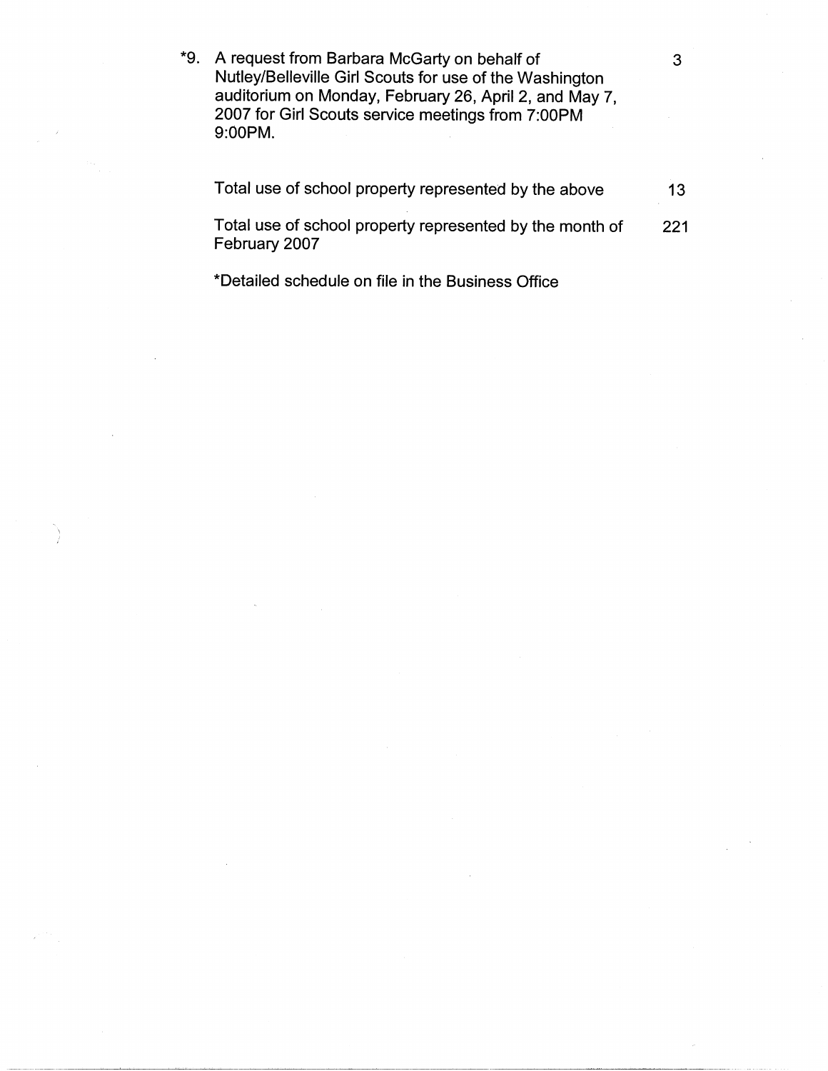| | | |
|---|---|---|
| *9. | A request from Barbara McGarty on behalf of Nutley/Belleville Girl Scouts for use of the Washington auditorium on Monday, February 26, April 2, and May 7, 2007 for Girl Scouts service meetings from 7:00PM 9:00PM. | 3 |
| | Total use of school property represented by the above | 13 |
| | Total use of school property represented by the month of February 2007 | 221 |

*Detailed schedule on file in the Business Office